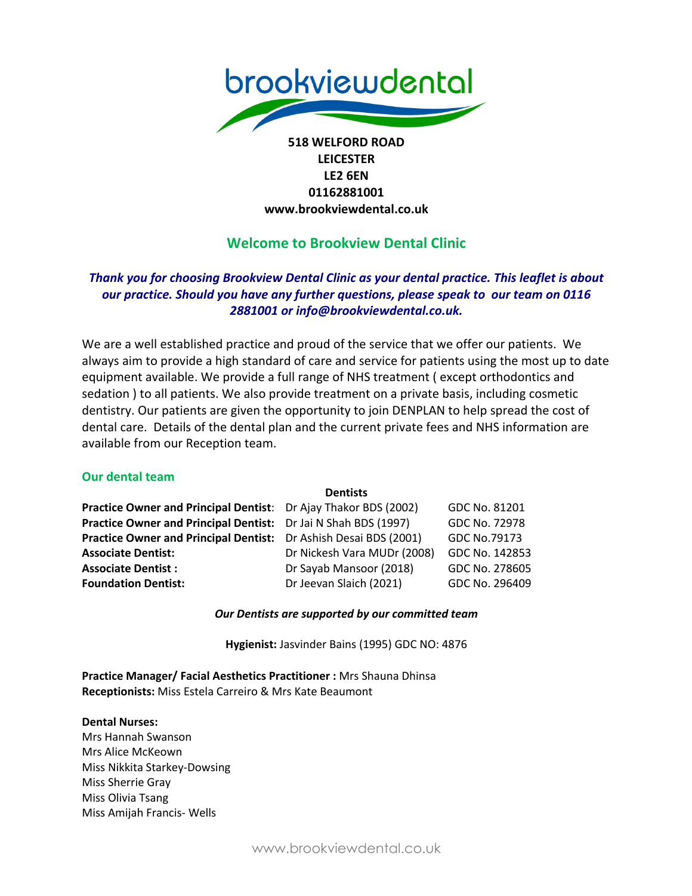brookviewdental

**518 WELFORD ROAD**
**LEICESTER**
**LE2 6EN**
**01162881001**
**www.brookviewdental.co.uk**

## Welcome to Brookview Dental Clinic

***Thank you for choosing Brookview Dental Clinic as your dental practice. This leaflet is about our practice. Should you have any further questions, please speak to our team on 0116 2881001 or info@brookviewdental.co.uk.***

We are a well established practice and proud of the service that we offer our patients. We always aim to provide a high standard of care and service for patients using the most up to date equipment available. We provide a full range of NHS treatment ( except orthodontics and sedation ) to all patients. We also provide treatment on a private basis, including cosmetic dentistry. Our patients are given the opportunity to join DENPLAN to help spread the cost of dental care. Details of the dental plan and the current private fees and NHS information are available from our Reception team.

### Our dental team

| | **Dentists** | |
|---|---|---|
| **Practice Owner and Principal Dentist**: | Dr Ajay Thakor BDS (2002) | GDC No. 81201 |
| **Practice Owner and Principal Dentist:** | Dr Jai N Shah BDS (1997) | GDC No. 72978 |
| **Practice Owner and Principal Dentist:** | Dr Ashish Desai BDS (2001) | GDC No.79173 |
| **Associate Dentist:** | Dr Nickesh Vara MUDr (2008) | GDC No. 142853 |
| **Associate Dentist :** | Dr Sayab Mansoor (2018) | GDC No. 278605 |
| **Foundation Dentist:** | Dr Jeevan Slaich (2021) | GDC No. 296409 |

***Our Dentists are supported by our committed team***

**Hygienist:** Jasvinder Bains (1995) GDC NO: 4876

**Practice Manager/ Facial Aesthetics Practitioner :** Mrs Shauna Dhinsa
**Receptionists:** Miss Estela Carreiro & Mrs Kate Beaumont

**Dental Nurses:**
Mrs Hannah Swanson
Mrs Alice McKeown
Miss Nikkita Starkey-Dowsing
Miss Sherrie Gray
Miss Olivia Tsang
Miss Amijah Francis- Wells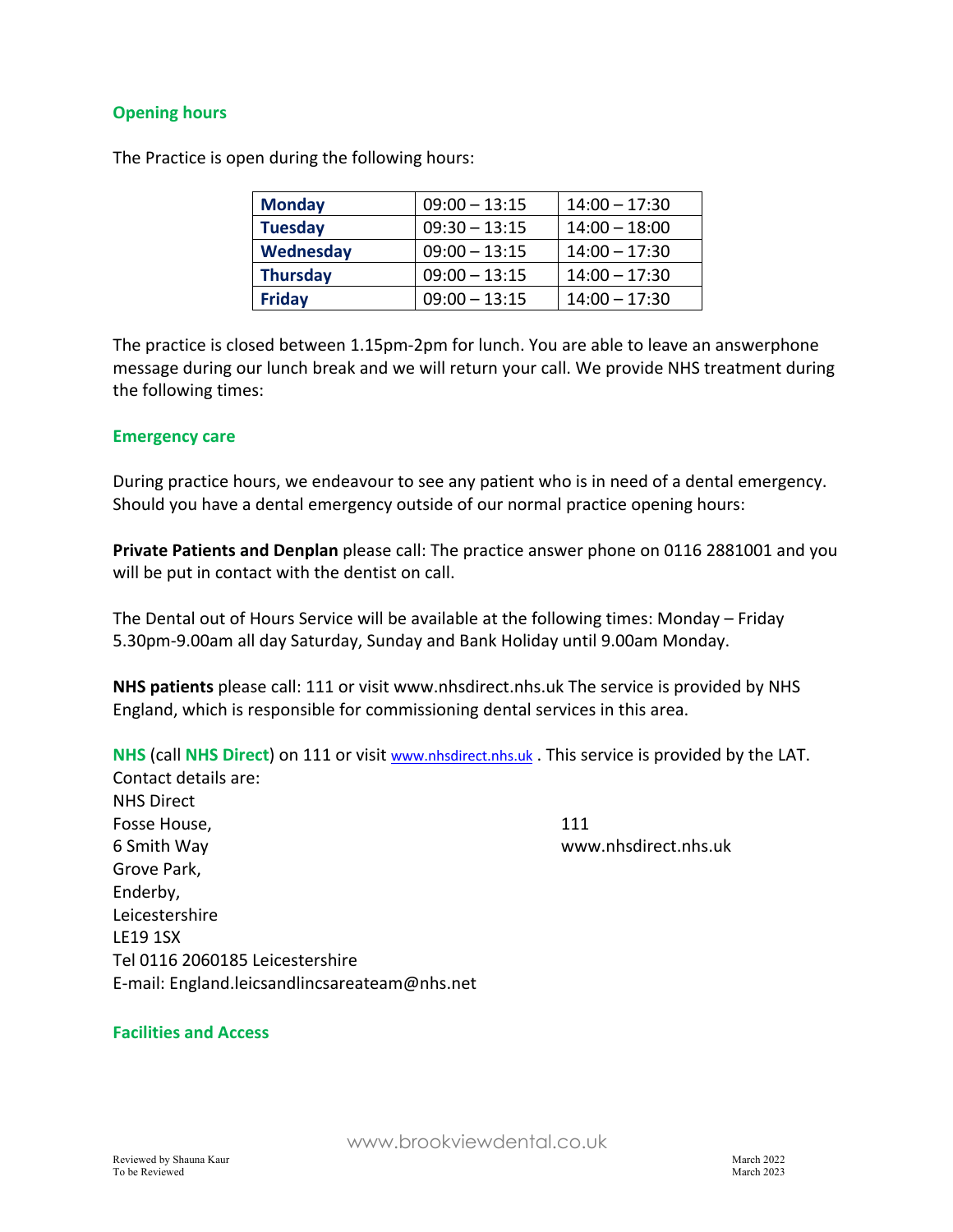## Opening hours

The Practice is open during the following hours:

| | | |
|---|---|---|
| **Monday** | 09:00 – 13:15 | 14:00 – 17:30 |
| **Tuesday** | 09:30 – 13:15 | 14:00 – 18:00 |
| **Wednesday** | 09:00 – 13:15 | 14:00 – 17:30 |
| **Thursday** | 09:00 – 13:15 | 14:00 – 17:30 |
| **Friday** | 09:00 – 13:15 | 14:00 – 17:30 |

The practice is closed between 1.15pm-2pm for lunch. You are able to leave an answerphone message during our lunch break and we will return your call. We provide NHS treatment during the following times:

## Emergency care

During practice hours, we endeavour to see any patient who is in need of a dental emergency. Should you have a dental emergency outside of our normal practice opening hours:

**Private Patients and Denplan** please call: The practice answer phone on 0116 2881001 and you will be put in contact with the dentist on call.

The Dental out of Hours Service will be available at the following times: Monday – Friday 5.30pm-9.00am all day Saturday, Sunday and Bank Holiday until 9.00am Monday.

**NHS patients** please call: 111 or visit www.nhsdirect.nhs.uk The service is provided by NHS England, which is responsible for commissioning dental services in this area.

**NHS** (call **NHS Direct**) on 111 or visit www.nhsdirect.nhs.uk . This service is provided by the LAT.
Contact details are:
NHS Direct
Fosse House,
6 Smith Way
Grove Park,
Enderby,
Leicestershire
LE19 1SX
Tel 0116 2060185 Leicestershire
E-mail: England.leicsandlincsareateam@nhs.net

111
www.nhsdirect.nhs.uk

## Facilities and Access

Reviewed by Shauna Kaur March 2022
To be Reviewed March 2023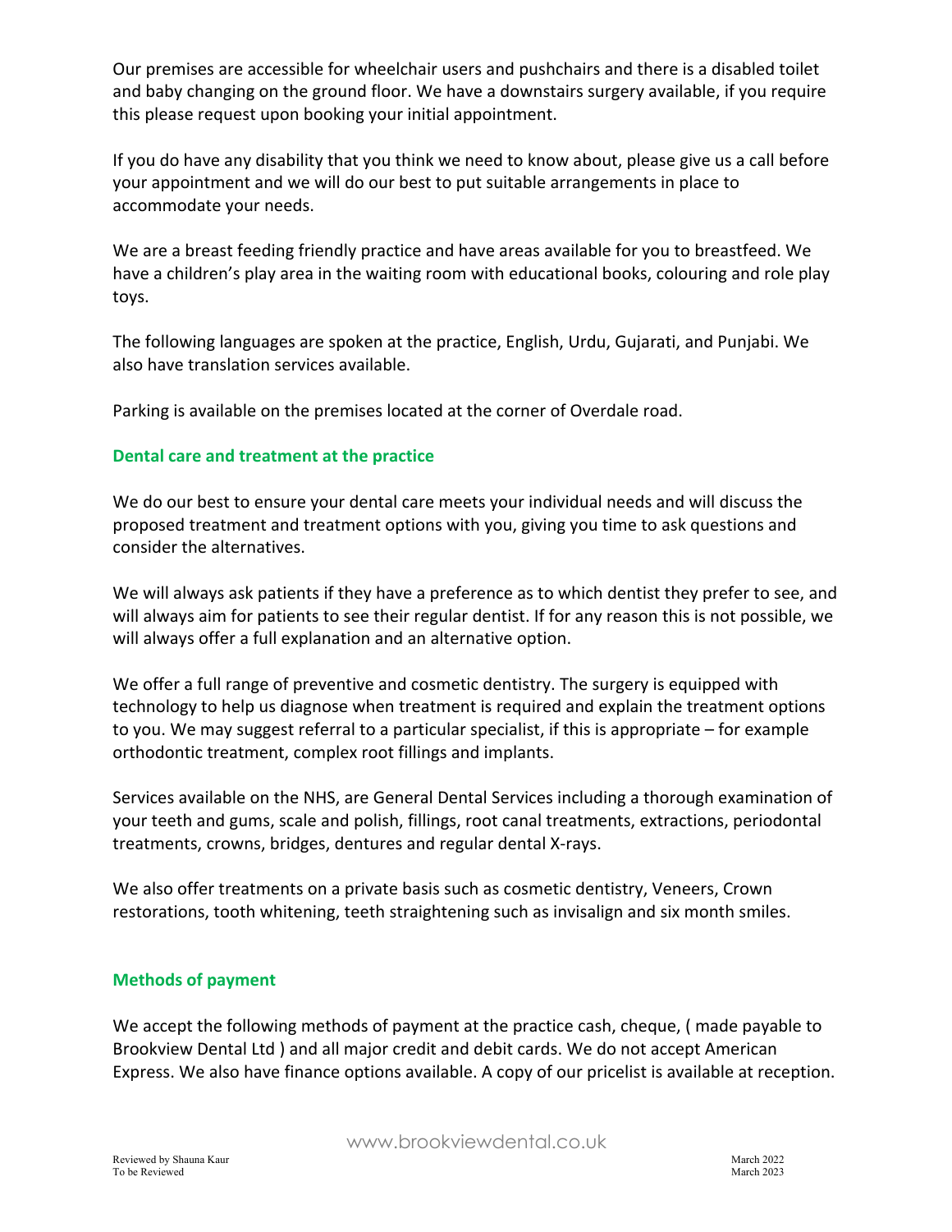Our premises are accessible for wheelchair users and pushchairs and there is a disabled toilet and baby changing on the ground floor. We have a downstairs surgery available, if you require this please request upon booking your initial appointment.

If you do have any disability that you think we need to know about, please give us a call before your appointment and we will do our best to put suitable arrangements in place to accommodate your needs.

We are a breast feeding friendly practice and have areas available for you to breastfeed. We have a children's play area in the waiting room with educational books, colouring and role play toys.

The following languages are spoken at the practice, English, Urdu, Gujarati, and Punjabi. We also have translation services available.

Parking is available on the premises located at the corner of Overdale road.

## Dental care and treatment at the practice

We do our best to ensure your dental care meets your individual needs and will discuss the proposed treatment and treatment options with you, giving you time to ask questions and consider the alternatives.

We will always ask patients if they have a preference as to which dentist they prefer to see, and will always aim for patients to see their regular dentist. If for any reason this is not possible, we will always offer a full explanation and an alternative option.

We offer a full range of preventive and cosmetic dentistry. The surgery is equipped with technology to help us diagnose when treatment is required and explain the treatment options to you. We may suggest referral to a particular specialist, if this is appropriate – for example orthodontic treatment, complex root fillings and implants.

Services available on the NHS, are General Dental Services including a thorough examination of your teeth and gums, scale and polish, fillings, root canal treatments, extractions, periodontal treatments, crowns, bridges, dentures and regular dental X-rays.

We also offer treatments on a private basis such as cosmetic dentistry, Veneers, Crown restorations, tooth whitening, teeth straightening such as invisalign and six month smiles.

## Methods of payment

We accept the following methods of payment at the practice cash, cheque, ( made payable to Brookview Dental Ltd ) and all major credit and debit cards. We do not accept American Express. We also have finance options available. A copy of our pricelist is available at reception.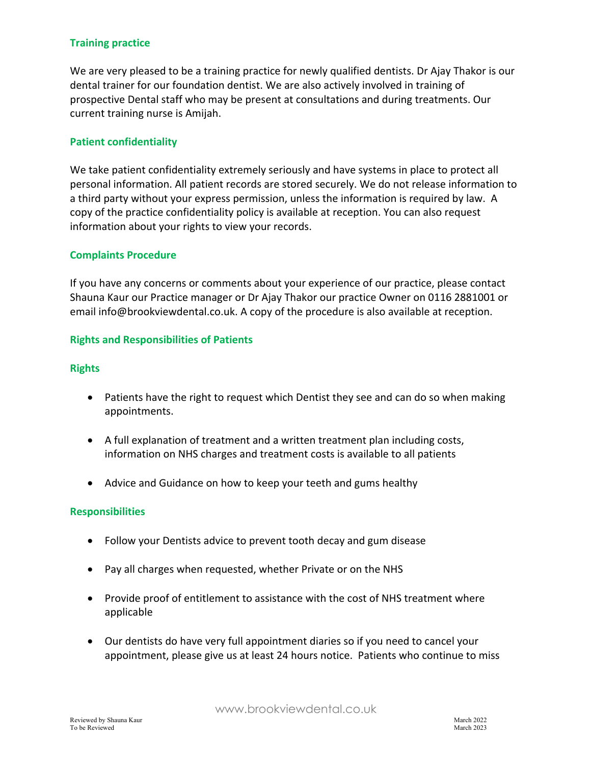## Training practice

We are very pleased to be a training practice for newly qualified dentists. Dr Ajay Thakor is our dental trainer for our foundation dentist. We are also actively involved in training of prospective Dental staff who may be present at consultations and during treatments. Our current training nurse is Amijah.

## Patient confidentiality

We take patient confidentiality extremely seriously and have systems in place to protect all personal information. All patient records are stored securely. We do not release information to a third party without your express permission, unless the information is required by law. A copy of the practice confidentiality policy is available at reception. You can also request information about your rights to view your records.

## Complaints Procedure

If you have any concerns or comments about your experience of our practice, please contact Shauna Kaur our Practice manager or Dr Ajay Thakor our practice Owner on 0116 2881001 or email info@brookviewdental.co.uk. A copy of the procedure is also available at reception.

## Rights and Responsibilities of Patients

### Rights

- Patients have the right to request which Dentist they see and can do so when making appointments.
- A full explanation of treatment and a written treatment plan including costs, information on NHS charges and treatment costs is available to all patients
- Advice and Guidance on how to keep your teeth and gums healthy

### Responsibilities

- Follow your Dentists advice to prevent tooth decay and gum disease
- Pay all charges when requested, whether Private or on the NHS
- Provide proof of entitlement to assistance with the cost of NHS treatment where applicable
- Our dentists do have very full appointment diaries so if you need to cancel your appointment, please give us at least 24 hours notice. Patients who continue to miss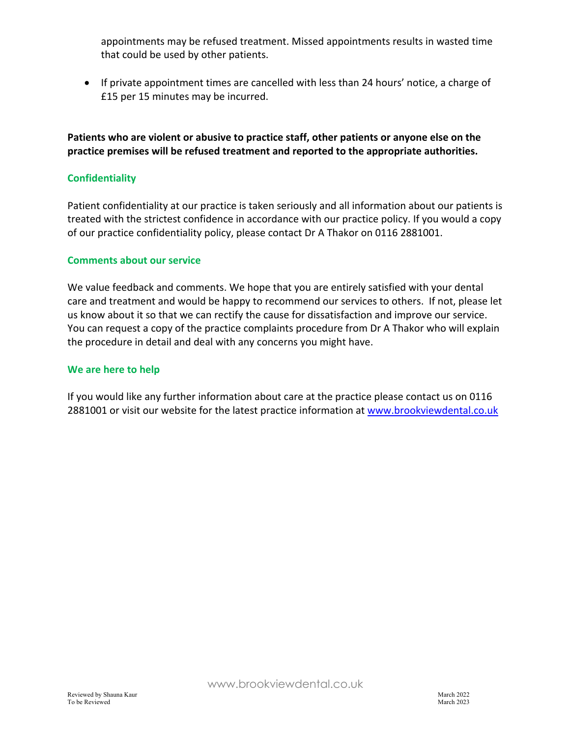appointments may be refused treatment. Missed appointments results in wasted time that could be used by other patients.

- If private appointment times are cancelled with less than 24 hours' notice, a charge of £15 per 15 minutes may be incurred.

**Patients who are violent or abusive to practice staff, other patients or anyone else on the practice premises will be refused treatment and reported to the appropriate authorities.**

### Confidentiality

Patient confidentiality at our practice is taken seriously and all information about our patients is treated with the strictest confidence in accordance with our practice policy. If you would a copy of our practice confidentiality policy, please contact Dr A Thakor on 0116 2881001.

### Comments about our service

We value feedback and comments. We hope that you are entirely satisfied with your dental care and treatment and would be happy to recommend our services to others. If not, please let us know about it so that we can rectify the cause for dissatisfaction and improve our service. You can request a copy of the practice complaints procedure from Dr A Thakor who will explain the procedure in detail and deal with any concerns you might have.

### We are here to help

If you would like any further information about care at the practice please contact us on 0116 2881001 or visit our website for the latest practice information at www.brookviewdental.co.uk

Reviewed by Shauna Kaur March 2022
To be Reviewed March 2023